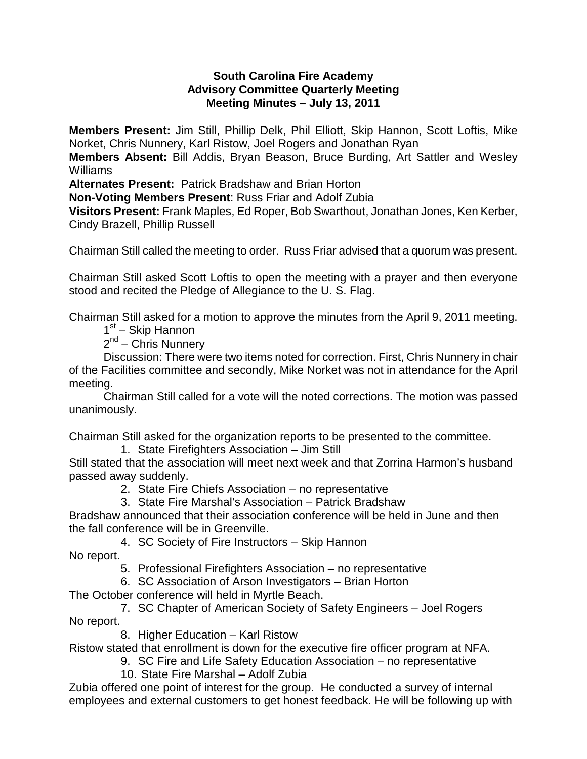**South Carolina Fire Academy**
**Advisory Committee Quarterly Meeting**
**Meeting Minutes – July 13, 2011**

**Members Present:** Jim Still, Phillip Delk, Phil Elliott, Skip Hannon, Scott Loftis, Mike Norket, Chris Nunnery, Karl Ristow, Joel Rogers and Jonathan Ryan
**Members Absent:** Bill Addis, Bryan Beason, Bruce Burding, Art Sattler and Wesley Williams
**Alternates Present:** Patrick Bradshaw and Brian Horton
**Non-Voting Members Present**: Russ Friar and Adolf Zubia
**Visitors Present:** Frank Maples, Ed Roper, Bob Swarthout, Jonathan Jones, Ken Kerber, Cindy Brazell, Phillip Russell

Chairman Still called the meeting to order. Russ Friar advised that a quorum was present.

Chairman Still asked Scott Loftis to open the meeting with a prayer and then everyone stood and recited the Pledge of Allegiance to the U. S. Flag.

Chairman Still asked for a motion to approve the minutes from the April 9, 2011 meeting.

1st – Skip Hannon

2nd – Chris Nunnery

Discussion: There were two items noted for correction. First, Chris Nunnery in chair of the Facilities committee and secondly, Mike Norket was not in attendance for the April meeting.

Chairman Still called for a vote will the noted corrections. The motion was passed unanimously.

Chairman Still asked for the organization reports to be presented to the committee.

1. State Firefighters Association – Jim Still

Still stated that the association will meet next week and that Zorrina Harmon's husband passed away suddenly.

2. State Fire Chiefs Association – no representative
3. State Fire Marshal's Association – Patrick Bradshaw

Bradshaw announced that their association conference will be held in June and then the fall conference will be in Greenville.

4. SC Society of Fire Instructors – Skip Hannon

No report.

5. Professional Firefighters Association – no representative
6. SC Association of Arson Investigators – Brian Horton

The October conference will held in Myrtle Beach.

7. SC Chapter of American Society of Safety Engineers – Joel Rogers

No report.

8. Higher Education – Karl Ristow

Ristow stated that enrollment is down for the executive fire officer program at NFA.

9. SC Fire and Life Safety Education Association – no representative
10. State Fire Marshal – Adolf Zubia

Zubia offered one point of interest for the group. He conducted a survey of internal employees and external customers to get honest feedback. He will be following up with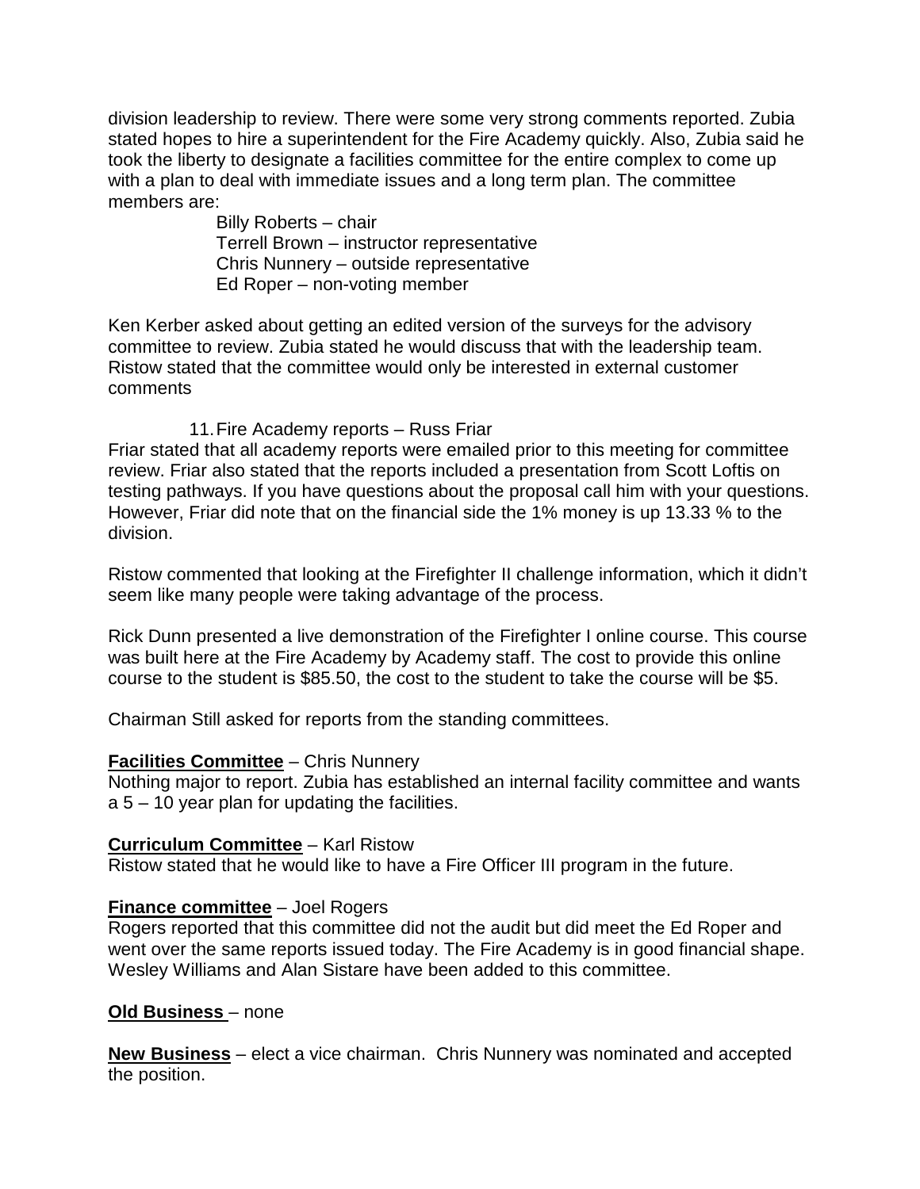division leadership to review. There were some very strong comments reported. Zubia stated hopes to hire a superintendent for the Fire Academy quickly. Also, Zubia said he took the liberty to designate a facilities committee for the entire complex to come up with a plan to deal with immediate issues and a long term plan. The committee members are:

Billy Roberts – chair
Terrell Brown – instructor representative
Chris Nunnery – outside representative
Ed Roper – non-voting member

Ken Kerber asked about getting an edited version of the surveys for the advisory committee to review. Zubia stated he would discuss that with the leadership team. Ristow stated that the committee would only be interested in external customer comments

11. Fire Academy reports – Russ Friar

Friar stated that all academy reports were emailed prior to this meeting for committee review. Friar also stated that the reports included a presentation from Scott Loftis on testing pathways. If you have questions about the proposal call him with your questions. However, Friar did note that on the financial side the 1% money is up 13.33 % to the division.

Ristow commented that looking at the Firefighter II challenge information, which it didn't seem like many people were taking advantage of the process.

Rick Dunn presented a live demonstration of the Firefighter I online course. This course was built here at the Fire Academy by Academy staff. The cost to provide this online course to the student is $85.50, the cost to the student to take the course will be $5.

Chairman Still asked for reports from the standing committees.

**Facilities Committee** – Chris Nunnery
Nothing major to report. Zubia has established an internal facility committee and wants a 5 – 10 year plan for updating the facilities.

**Curriculum Committee** – Karl Ristow
Ristow stated that he would like to have a Fire Officer III program in the future.

**Finance committee** – Joel Rogers
Rogers reported that this committee did not the audit but did meet the Ed Roper and went over the same reports issued today. The Fire Academy is in good financial shape. Wesley Williams and Alan Sistare have been added to this committee.

**Old Business** – none

**New Business** – elect a vice chairman. Chris Nunnery was nominated and accepted the position.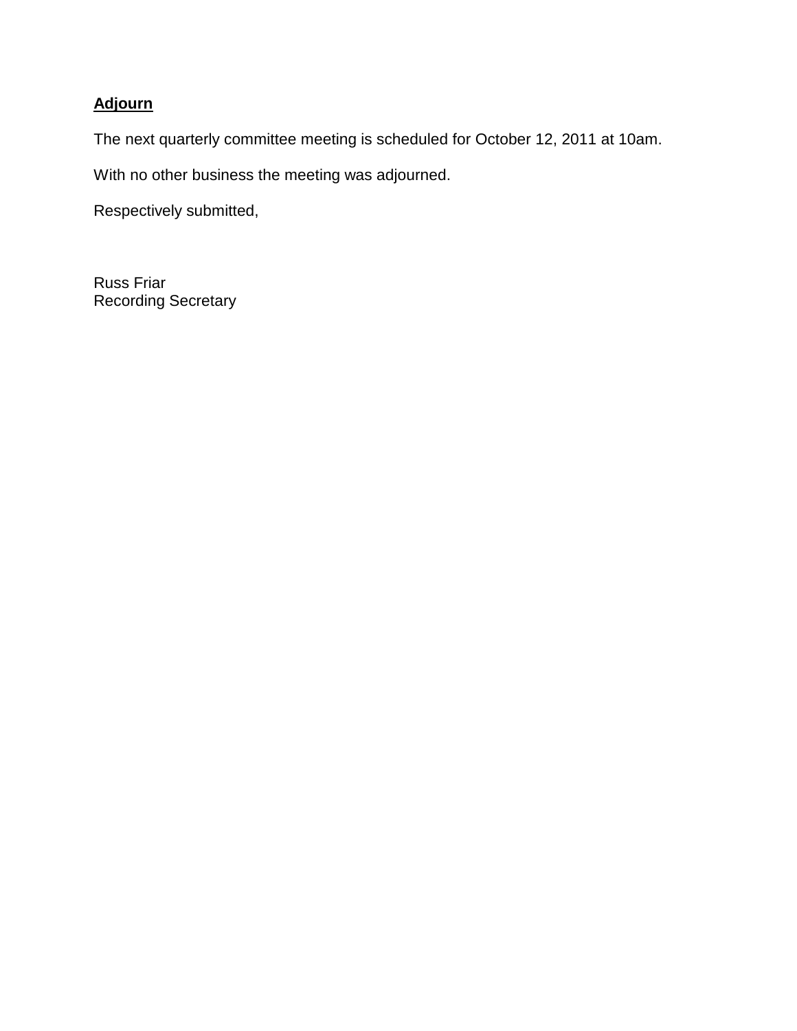**Adjourn**

The next quarterly committee meeting is scheduled for October 12, 2011 at 10am.

With no other business the meeting was adjourned.

Respectively submitted,

Russ Friar
Recording Secretary